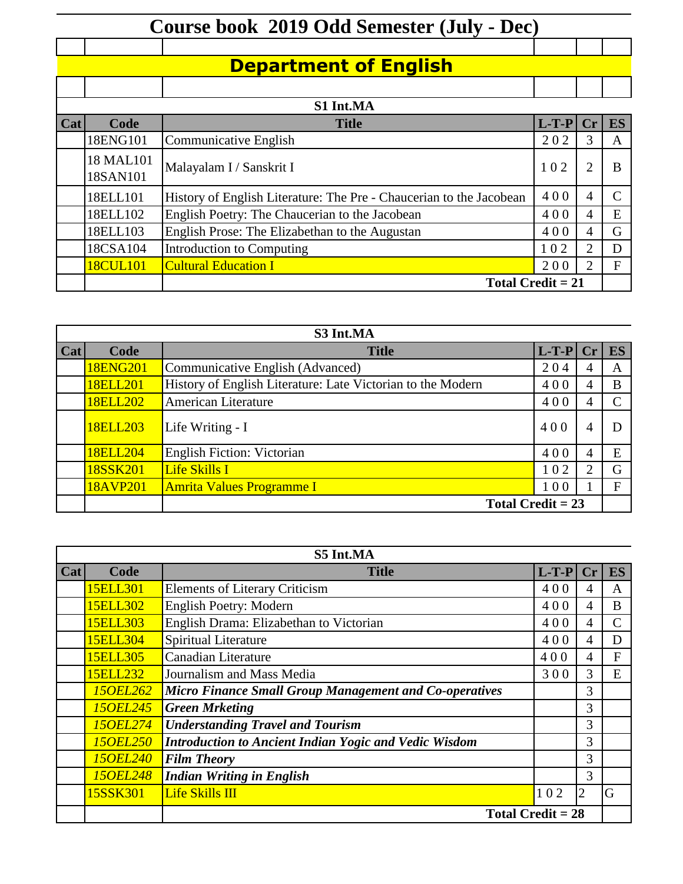# Course book 2019 Odd Semester (July - Dec)

## Department of English

### S1 Int.MA

| Cat | Code | Title | L-T-P | Cr | ES |
|---|---|---|---|---|---|
| | 18ENG101 | Communicative English | 2 0 2 | 3 | A |
| | 18 MAL101 18SAN101 | Malayalam I / Sanskrit I | 1 0 2 | 2 | B |
| | 18ELL101 | History of English Literature: The Pre - Chaucerian to the Jacobean | 4 0 0 | 4 | C |
| | 18ELL102 | English Poetry: The Chaucerian to the Jacobean | 4 0 0 | 4 | E |
| | 18ELL103 | English Prose: The Elizabethan to the Augustan | 4 0 0 | 4 | G |
| | 18CSA104 | Introduction to Computing | 1 0 2 | 2 | D |
| | 18CUL101 | Cultural Education I | 2 0 0 | 2 | F |
| | | **Total Credit = 21** | | | |

### S3 Int.MA

| Cat | Code | Title | L-T-P | Cr | ES |
|---|---|---|---|---|---|
| | 18ENG201 | Communicative English (Advanced) | 2 0 4 | 4 | A |
| | 18ELL201 | History of English Literature: Late Victorian to the Modern | 4 0 0 | 4 | B |
| | 18ELL202 | American Literature | 4 0 0 | 4 | C |
| | 18ELL203 | Life Writing - I | 4 0 0 | 4 | D |
| | 18ELL204 | English Fiction: Victorian | 4 0 0 | 4 | E |
| | 18SSK201 | Life Skills I | 1 0 2 | 2 | G |
| | 18AVP201 | Amrita Values Programme I | 1 0 0 | 1 | F |
| | | **Total Credit = 23** | | | |

### S5 Int.MA

| Cat | Code | Title | L-T-P | Cr | ES |
|---|---|---|---|---|---|
| | 15ELL301 | Elements of Literary Criticism | 4 0 0 | 4 | A |
| | 15ELL302 | English Poetry: Modern | 4 0 0 | 4 | B |
| | 15ELL303 | English Drama: Elizabethan to Victorian | 4 0 0 | 4 | C |
| | 15ELL304 | Spiritual Literature | 4 0 0 | 4 | D |
| | 15ELL305 | Canadian Literature | 4 0 0 | 4 | F |
| | 15ELL232 | Journalism and Mass Media | 3 0 0 | 3 | E |
| | *15OEL262* | ***Micro Finance Small Group Management and Co-operatives*** | | 3 | |
| | *15OEL245* | ***Green Mrketing*** | | 3 | |
| | *15OEL274* | ***Understanding Travel and Tourism*** | | 3 | |
| | *15OEL250* | ***Introduction to Ancient Indian Yogic and Vedic Wisdom*** | | 3 | |
| | *15OEL240* | ***Film Theory*** | | 3 | |
| | *15OEL248* | ***Indian Writing in English*** | | 3 | |
| | 15SSK301 | Life Skills III | 1 0 2 | 2 | G |
| | | **Total Credit = 28** | | | |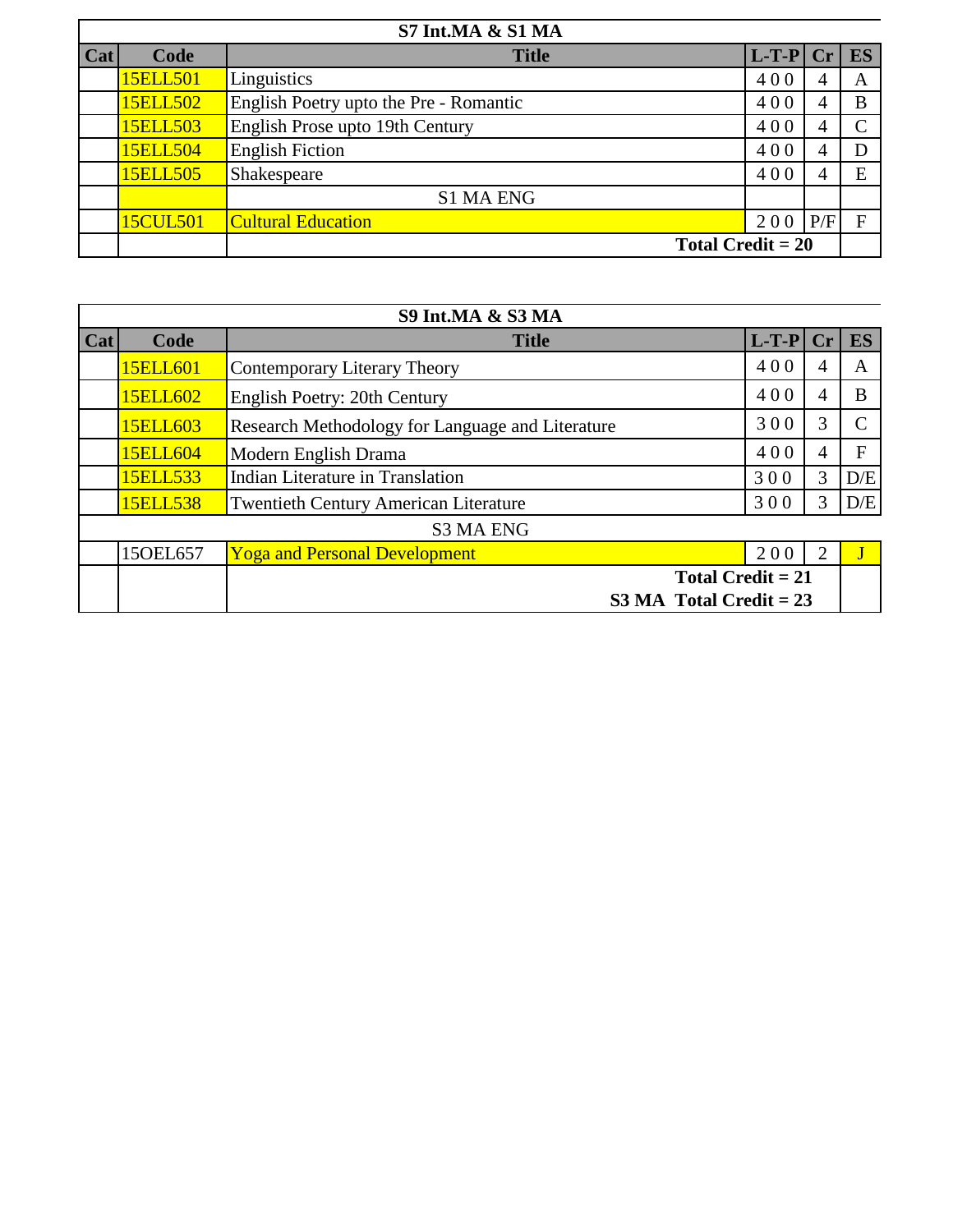| S7 Int.MA & S1 MA | | | | | |
|---|---|---|---|---|---|
| **Cat** | **Code** | **Title** | **L-T-P** | **Cr** | **ES** |
| | 15ELL501 | Linguistics | 4 0 0 | 4 | A |
| | 15ELL502 | English Poetry upto the Pre - Romantic | 4 0 0 | 4 | B |
| | 15ELL503 | English Prose upto 19th Century | 4 0 0 | 4 | C |
| | 15ELL504 | English Fiction | 4 0 0 | 4 | D |
| | 15ELL505 | Shakespeare | 4 0 0 | 4 | E |
| | | S1 MA ENG | | | |
| | 15CUL501 | Cultural Education | 2 0 0 | P/F | F |
| | | **Total Credit = 20** | | | |

| S9 Int.MA & S3 MA | | | | | |
|---|---|---|---|---|---|
| **Cat** | **Code** | **Title** | **L-T-P** | **Cr** | **ES** |
| | 15ELL601 | Contemporary Literary Theory | 4 0 0 | 4 | A |
| | 15ELL602 | English Poetry: 20th Century | 4 0 0 | 4 | B |
| | 15ELL603 | Research Methodology for Language and Literature | 3 0 0 | 3 | C |
| | 15ELL604 | Modern English Drama | 4 0 0 | 4 | F |
| | 15ELL533 | Indian Literature in Translation | 3 0 0 | 3 | D/E |
| | 15ELL538 | Twentieth Century American Literature | 3 0 0 | 3 | D/E |
| | | S3 MA ENG | | | |
| | 15OEL657 | Yoga and Personal Development | 2 0 0 | 2 | J |
| | | **Total Credit = 21**<br>**S3 MA Total Credit = 23** | | | |